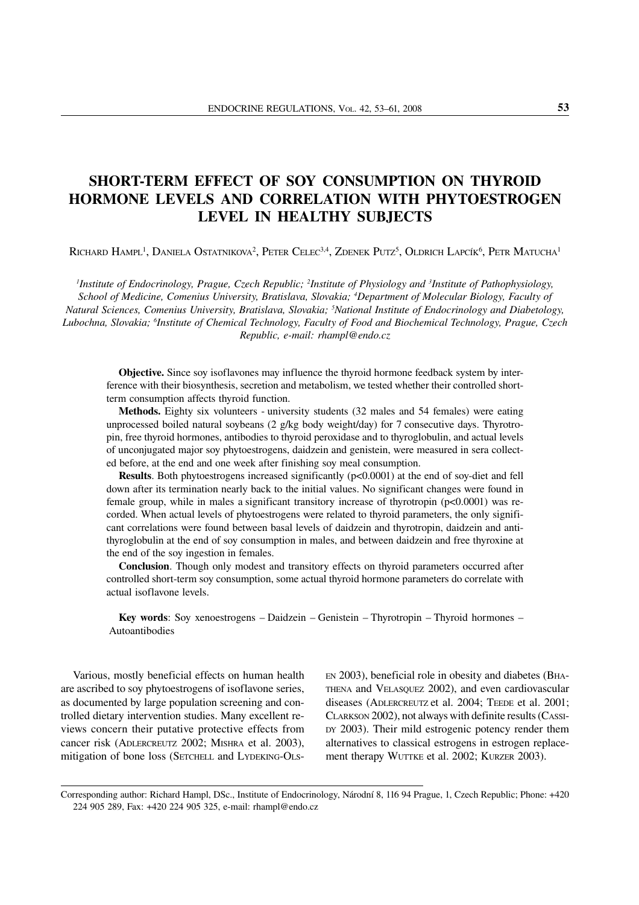# SHORT-TERM EFFECT OF SOY CONSUMPTION ON THYROID HORMONE LEVELS AND CORRELATION WITH PHYTOESTROGEN LEVEL IN HEALTHY SUBJECTS

RICHARD HAMPL[1], DANIELA OSTATNIKOVA[2], PETER CELEC[3,4], ZDENEK PUTZ[5], OLDRICH LAPCÍK[6], PETR MATUCHA[1]

*[1]Institute of Endocrinology, Prague, Czech Republic; [2]Institute of Physiology and [3]Institute of Pathophysiology, School of Medicine, Comenius University, Bratislava, Slovakia; [4]Department of Molecular Biology, Faculty of Natural Sciences, Comenius University, Bratislava, Slovakia; [5]National Institute of Endocrinology and Diabetology, Lubochna, Slovakia; [6]Institute of Chemical Technology, Faculty of Food and Biochemical Technology, Prague, Czech Republic, e-mail: rhampl@endo.cz*

**Objective.** Since soy isoflavones may influence the thyroid hormone feedback system by interference with their biosynthesis, secretion and metabolism, we tested whether their controlled short-term consumption affects thyroid function.

**Methods.** Eighty six volunteers - university students (32 males and 54 females) were eating unprocessed boiled natural soybeans (2 g/kg body weight/day) for 7 consecutive days. Thyrotropin, free thyroid hormones, antibodies to thyroid peroxidase and to thyroglobulin, and actual levels of unconjugated major soy phytoestrogens, daidzein and genistein, were measured in sera collected before, at the end and one week after finishing soy meal consumption.

**Results**. Both phytoestrogens increased significantly ($p<0.0001$) at the end of soy-diet and fell down after its termination nearly back to the initial values. No significant changes were found in female group, while in males a significant transitory increase of thyrotropin ($p<0.0001$) was recorded. When actual levels of phytoestrogens were related to thyroid parameters, the only significant correlations were found between basal levels of daidzein and thyrotropin, daidzein and antithyroglobulin at the end of soy consumption in males, and between daidzein and free thyroxine at the end of the soy ingestion in females.

**Conclusion**. Though only modest and transitory effects on thyroid parameters occurred after controlled short-term soy consumption, some actual thyroid hormone parameters do correlate with actual isoflavone levels.

**Key words**: Soy xenoestrogens – Daidzein – Genistein – Thyrotropin – Thyroid hormones – Autoantibodies

Various, mostly beneficial effects on human health are ascribed to soy phytoestrogens of isoflavone series, as documented by large population screening and controlled dietary intervention studies. Many excellent reviews concern their putative protective effects from cancer risk (ADLERCREUTZ 2002; MISHRA et al. 2003), mitigation of bone loss (SETCHELL and LYDEKING-OLSEN 2003), beneficial role in obesity and diabetes (BHATHENA and VELASQUEZ 2002), and even cardiovascular diseases (ADLERCREUTZ et al. 2004; TEEDE et al. 2001; CLARKSON 2002), not always with definite results (CASSIDY 2003). Their mild estrogenic potency render them alternatives to classical estrogens in estrogen replacement therapy WUTTKE et al. 2002; KURZER 2003).

Corresponding author: Richard Hampl, DSc., Institute of Endocrinology, Národní 8, 116 94 Prague, 1, Czech Republic; Phone: +420 224 905 289, Fax: +420 224 905 325, e-mail: rhampl@endo.cz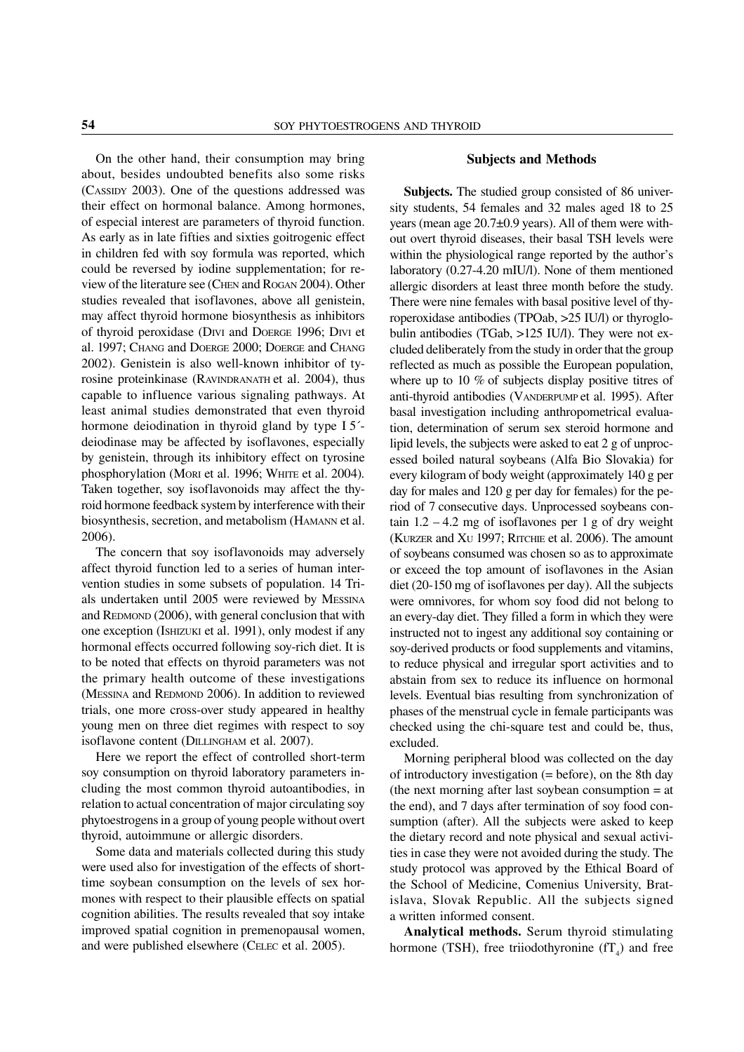On the other hand, their consumption may bring about, besides undoubted benefits also some risks (CASSIDY 2003). One of the questions addressed was their effect on hormonal balance. Among hormones, of especial interest are parameters of thyroid function. As early as in late fifties and sixties goitrogenic effect in children fed with soy formula was reported, which could be reversed by iodine supplementation; for review of the literature see (CHEN and ROGAN 2004). Other studies revealed that isoflavones, above all genistein, may affect thyroid hormone biosynthesis as inhibitors of thyroid peroxidase (DIVI and DOERGE 1996; DIVI et al. 1997; CHANG and DOERGE 2000; DOERGE and CHANG 2002). Genistein is also well-known inhibitor of tyrosine proteinkinase (RAVINDRANATH et al. 2004), thus capable to influence various signaling pathways. At least animal studies demonstrated that even thyroid hormone deiodination in thyroid gland by type I 5´-deiodinase may be affected by isoflavones, especially by genistein, through its inhibitory effect on tyrosine phosphorylation (MORI et al. 1996; WHITE et al. 2004). Taken together, soy isoflavonoids may affect the thyroid hormone feedback system by interference with their biosynthesis, secretion, and metabolism (HAMANN et al. 2006).

The concern that soy isoflavonoids may adversely affect thyroid function led to a series of human intervention studies in some subsets of population. 14 Trials undertaken until 2005 were reviewed by MESSINA and REDMOND (2006), with general conclusion that with one exception (ISHIZUKI et al. 1991), only modest if any hormonal effects occurred following soy-rich diet. It is to be noted that effects on thyroid parameters was not the primary health outcome of these investigations (MESSINA and REDMOND 2006). In addition to reviewed trials, one more cross-over study appeared in healthy young men on three diet regimes with respect to soy isoflavone content (DILLINGHAM et al. 2007).

Here we report the effect of controlled short-term soy consumption on thyroid laboratory parameters including the most common thyroid autoantibodies, in relation to actual concentration of major circulating soy phytoestrogens in a group of young people without overt thyroid, autoimmune or allergic disorders.

Some data and materials collected during this study were used also for investigation of the effects of short-time soybean consumption on the levels of sex hormones with respect to their plausible effects on spatial cognition abilities. The results revealed that soy intake improved spatial cognition in premenopausal women, and were published elsewhere (CELEC et al. 2005).

## Subjects and Methods

**Subjects.** The studied group consisted of 86 university students, 54 females and 32 males aged 18 to 25 years (mean age 20.7±0.9 years). All of them were without overt thyroid diseases, their basal TSH levels were within the physiological range reported by the author's laboratory (0.27-4.20 mIU/l). None of them mentioned allergic disorders at least three month before the study. There were nine females with basal positive level of thyroperoxidase antibodies (TPOab, >25 IU/l) or thyroglobulin antibodies (TGab, >125 IU/l). They were not excluded deliberately from the study in order that the group reflected as much as possible the European population, where up to 10 % of subjects display positive titres of anti-thyroid antibodies (VANDERPUMP et al. 1995). After basal investigation including anthropometrical evaluation, determination of serum sex steroid hormone and lipid levels, the subjects were asked to eat 2 g of unprocessed boiled natural soybeans (Alfa Bio Slovakia) for every kilogram of body weight (approximately 140 g per day for males and 120 g per day for females) for the period of 7 consecutive days. Unprocessed soybeans contain 1.2 – 4.2 mg of isoflavones per 1 g of dry weight (KURZER and XU 1997; RITCHIE et al. 2006). The amount of soybeans consumed was chosen so as to approximate or exceed the top amount of isoflavones in the Asian diet (20-150 mg of isoflavones per day). All the subjects were omnivores, for whom soy food did not belong to an every-day diet. They filled a form in which they were instructed not to ingest any additional soy containing or soy-derived products or food supplements and vitamins, to reduce physical and irregular sport activities and to abstain from sex to reduce its influence on hormonal levels. Eventual bias resulting from synchronization of phases of the menstrual cycle in female participants was checked using the chi-square test and could be, thus, excluded.

Morning peripheral blood was collected on the day of introductory investigation (= before), on the 8th day (the next morning after last soybean consumption = at the end), and 7 days after termination of soy food consumption (after). All the subjects were asked to keep the dietary record and note physical and sexual activities in case they were not avoided during the study. The study protocol was approved by the Ethical Board of the School of Medicine, Comenius University, Bratislava, Slovak Republic. All the subjects signed a written informed consent.

**Analytical methods.** Serum thyroid stimulating hormone (TSH), free triiodothyronine ($fT_4$) and free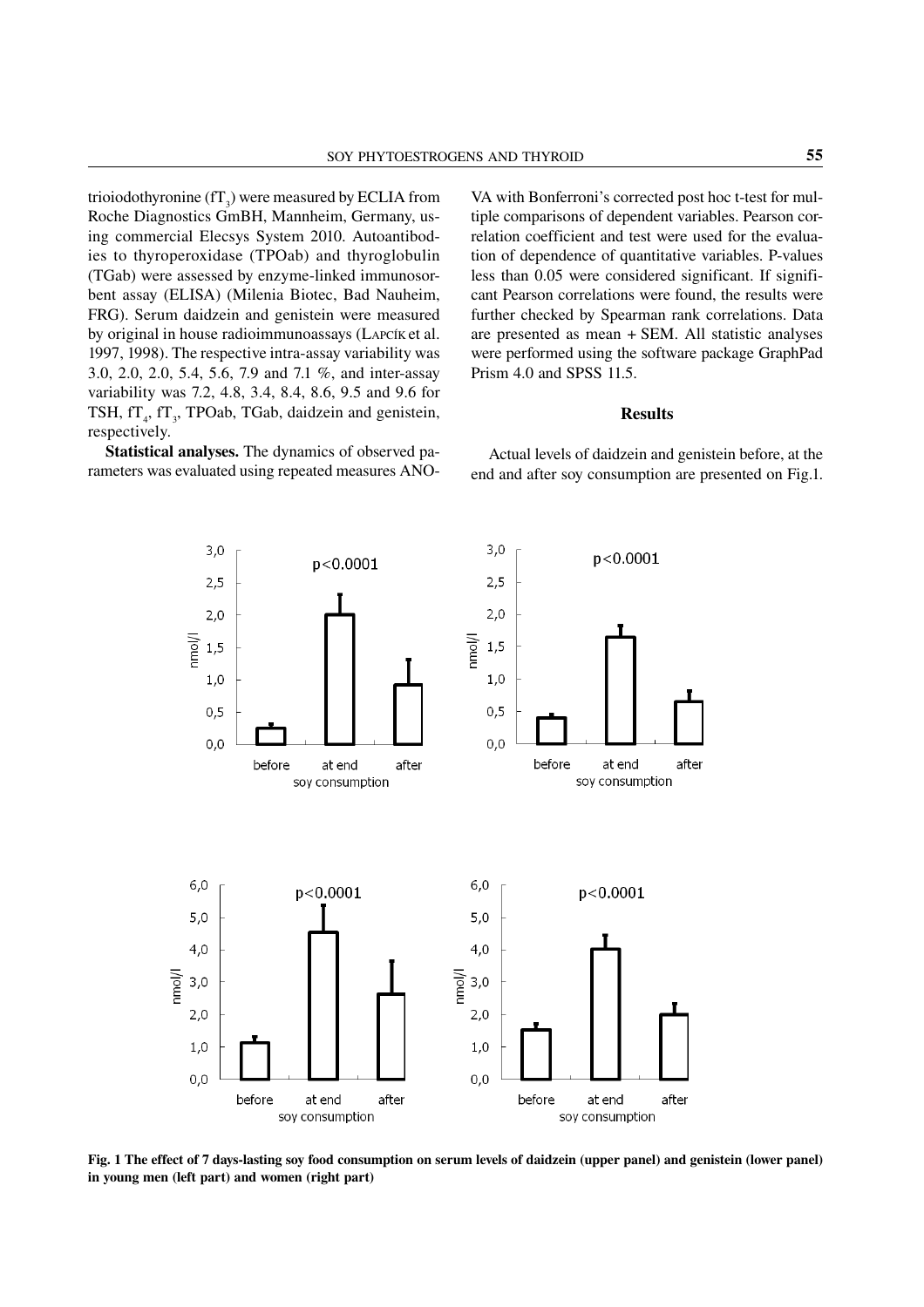triioiodothyronine ($fT_3$) were measured by ECLIA from Roche Diagnostics GmBH, Mannheim, Germany, using commercial Elecsys System 2010. Autoantibodies to thyroperoxidase (TPOab) and thyroglobulin (TGab) were assessed by enzyme-linked immunosorbent assay (ELISA) (Milenia Biotec, Bad Nauheim, FRG). Serum daidzein and genistein were measured by original in house radioimmunoassays (Lapčík et al. 1997, 1998). The respective intra-assay variability was 3.0, 2.0, 2.0, 5.4, 5.6, 7.9 and 7.1 %, and inter-assay variability was 7.2, 4.8, 3.4, 8.4, 8.6, 9.5 and 9.6 for TSH, $fT_4$, $fT_3$, TPOab, TGab, daidzein and genistein, respectively.

**Statistical analyses.** The dynamics of observed parameters was evaluated using repeated measures ANOVA with Bonferroni's corrected post hoc t-test for multiple comparisons of dependent variables. Pearson correlation coefficient and test were used for the evaluation of dependence of quantitative variables. P-values less than 0.05 were considered significant. If significant Pearson correlations were found, the results were further checked by Spearman rank correlations. Data are presented as mean + SEM. All statistic analyses were performed using the software package GraphPad Prism 4.0 and SPSS 11.5.

## Results

Actual levels of daidzein and genistein before, at the end and after soy consumption are presented on Fig.1.

**Fig. 1 The effect of 7 days-lasting soy food consumption on serum levels of daidzein (upper panel) and genistein (lower panel) in young men (left part) and women (right part)**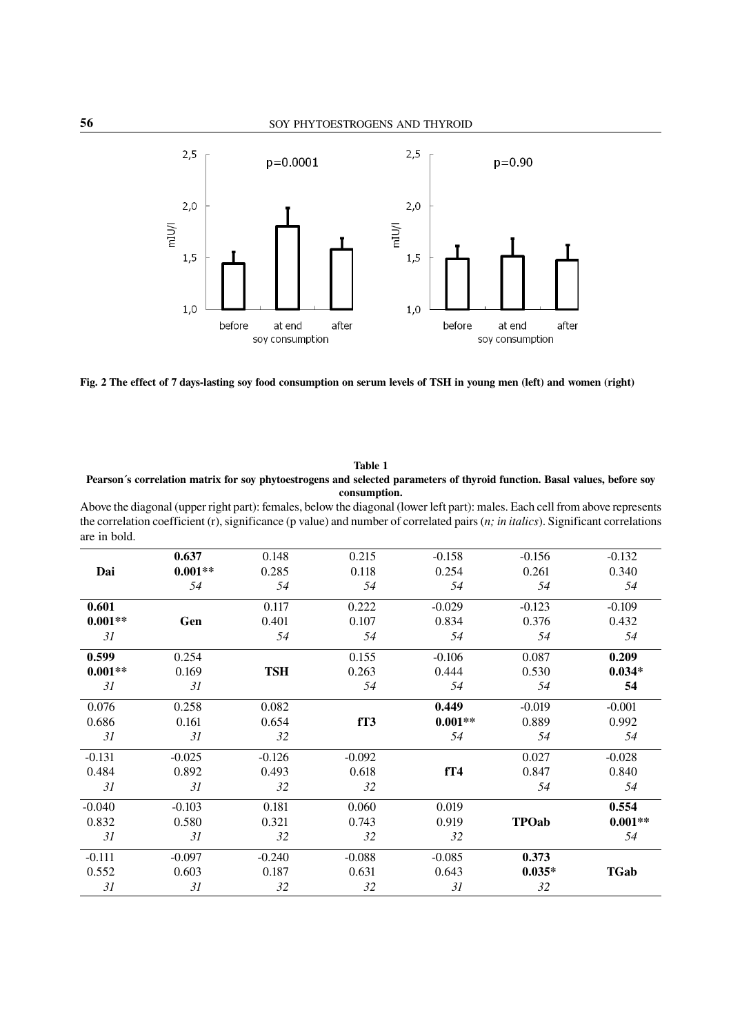**Fig. 2 The effect of 7 days-lasting soy food consumption on serum levels of TSH in young men (left) and women (right)**

**Table 1**
**Pearson´s correlation matrix for soy phytoestrogens and selected parameters of thyroid function. Basal values, before soy consumption.**

Above the diagonal (upper right part): females, below the diagonal (lower left part): males. Each cell from above represents the correlation coefficient (r), significance (p value) and number of correlated pairs (*n; in italics*). Significant correlations are in bold.

| | | | | | | |
|---|---|---|---|---|---|---|
| **Dai** | **0.637**<br>**0.001\*\***<br>*54* | 0.148<br>0.285<br>*54* | 0.215<br>0.118<br>*54* | -0.158<br>0.254<br>*54* | -0.156<br>0.261<br>*54* | -0.132<br>0.340<br>*54* |
| **0.601**<br>**0.001\*\***<br>*31* | **Gen** | 0.117<br>0.401<br>*54* | 0.222<br>0.107<br>*54* | -0.029<br>0.834<br>*54* | -0.123<br>0.376<br>*54* | -0.109<br>0.432<br>*54* |
| **0.599**<br>**0.001\*\***<br>*31* | 0.254<br>0.169<br>*31* | **TSH** | 0.155<br>0.263<br>*54* | -0.106<br>0.444<br>*54* | 0.087<br>0.530<br>*54* | **0.209**<br>**0.034\***<br>**54** |
| 0.076<br>0.686<br>*31* | 0.258<br>0.161<br>*31* | 0.082<br>0.654<br>*32* | **fT3** | **0.449**<br>**0.001\*\***<br>*54* | -0.019<br>0.889<br>*54* | -0.001<br>0.992<br>*54* |
| -0.131<br>0.484<br>*31* | -0.025<br>0.892<br>*31* | -0.126<br>0.493<br>*32* | -0.092<br>0.618<br>*32* | **fT4** | 0.027<br>0.847<br>*54* | -0.028<br>0.840<br>*54* |
| -0.040<br>0.832<br>*31* | -0.103<br>0.580<br>*31* | 0.181<br>0.321<br>*32* | 0.060<br>0.743<br>*32* | 0.019<br>0.919<br>*32* | **TPOab** | **0.554**<br>**0.001\*\***<br>*54* |
| -0.111<br>0.552<br>*31* | -0.097<br>0.603<br>*31* | -0.240<br>0.187<br>*32* | -0.088<br>0.631<br>*32* | -0.085<br>0.643<br>*31* | **0.373**<br>**0.035\***<br>*32* | **TGab** |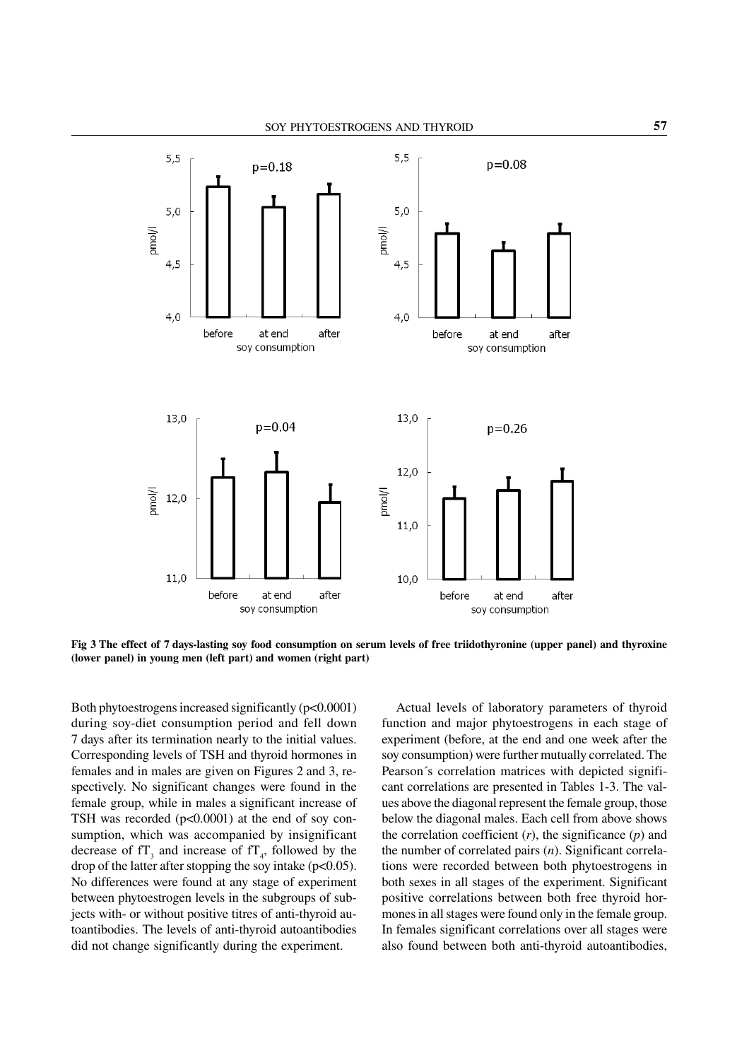**Fig 3 The effect of 7 days-lasting soy food consumption on serum levels of free triidothyronine (upper panel) and thyroxine (lower panel) in young men (left part) and women (right part)**

Both phytoestrogens increased significantly (p<0.0001) during soy-diet consumption period and fell down 7 days after its termination nearly to the initial values. Corresponding levels of TSH and thyroid hormones in females and in males are given on Figures 2 and 3, respectively. No significant changes were found in the female group, while in males a significant increase of TSH was recorded (p<0.0001) at the end of soy consumption, which was accompanied by insignificant decrease of $fT_3$ and increase of $fT_4$, followed by the drop of the latter after stopping the soy intake (p<0.05). No differences were found at any stage of experiment between phytoestrogen levels in the subgroups of subjects with- or without positive titres of anti-thyroid autoantibodies. The levels of anti-thyroid autoantibodies did not change significantly during the experiment.

Actual levels of laboratory parameters of thyroid function and major phytoestrogens in each stage of experiment (before, at the end and one week after the soy consumption) were further mutually correlated. The Pearson´s correlation matrices with depicted significant correlations are presented in Tables 1-3. The values above the diagonal represent the female group, those below the diagonal males. Each cell from above shows the correlation coefficient (*r*), the significance (*p*) and the number of correlated pairs (*n*). Significant correlations were recorded between both phytoestrogens in both sexes in all stages of the experiment. Significant positive correlations between both free thyroid hormones in all stages were found only in the female group. In females significant correlations over all stages were also found between both anti-thyroid autoantibodies,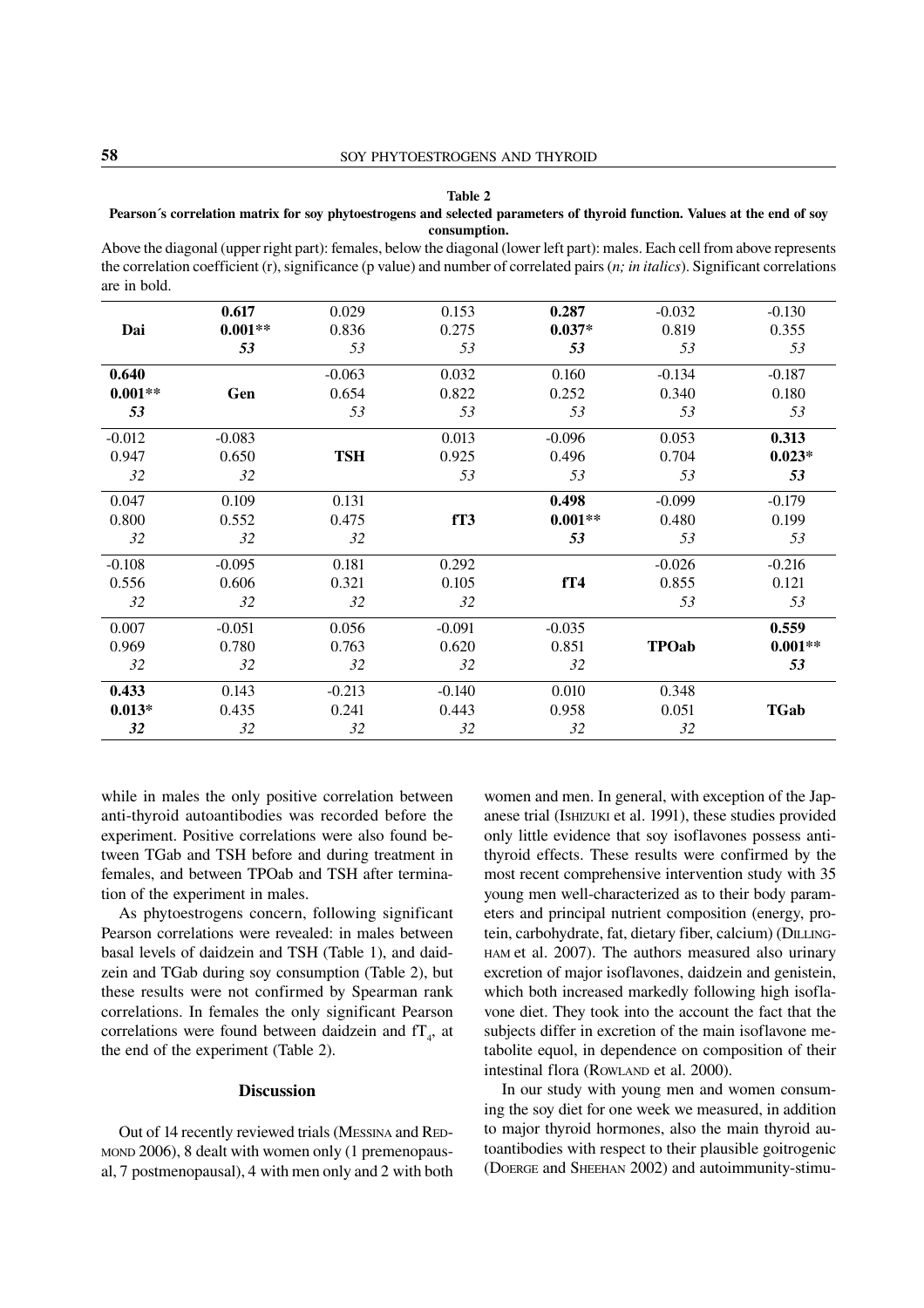**Table 2**

**Pearson´s correlation matrix for soy phytoestrogens and selected parameters of thyroid function. Values at the end of soy consumption.**

Above the diagonal (upper right part): females, below the diagonal (lower left part): males. Each cell from above represents the correlation coefficient (r), significance (p value) and number of correlated pairs (*n; in italics*). Significant correlations are in bold.

| | | | | | | |
|---|---|---|---|---|---|---|
| **Dai** | **0.617** **0.001\*\*** ***53*** | 0.029 0.836 *53* | 0.153 0.275 *53* | **0.287** **0.037\*** ***53*** | -0.032 0.819 *53* | -0.130 0.355 *53* |
| **0.640** **0.001\*\*** ***53*** | **Gen** | -0.063 0.654 *53* | 0.032 0.822 *53* | 0.160 0.252 *53* | -0.134 0.340 *53* | -0.187 0.180 *53* |
| -0.012 0.947 *32* | -0.083 0.650 *32* | **TSH** | 0.013 0.925 *53* | -0.096 0.496 *53* | 0.053 0.704 *53* | **0.313** **0.023\*** ***53*** |
| 0.047 0.800 *32* | 0.109 0.552 *32* | 0.131 0.475 *32* | **fT3** | **0.498** **0.001\*\*** ***53*** | -0.099 0.480 *53* | -0.179 0.199 *53* |
| -0.108 0.556 *32* | -0.095 0.606 *32* | 0.181 0.321 *32* | 0.292 0.105 *32* | **fT4** | -0.026 0.855 *53* | -0.216 0.121 *53* |
| 0.007 0.969 *32* | -0.051 0.780 *32* | 0.056 0.763 *32* | -0.091 0.620 *32* | -0.035 0.851 *32* | **TPOab** | **0.559** **0.001\*\*** ***53*** |
| **0.433** **0.013\*** ***32*** | 0.143 0.435 *32* | -0.213 0.241 *32* | -0.140 0.443 *32* | 0.010 0.958 *32* | 0.348 0.051 *32* | **TGab** |

while in males the only positive correlation between anti-thyroid autoantibodies was recorded before the experiment. Positive correlations were also found between TGab and TSH before and during treatment in females, and between TPOab and TSH after termination of the experiment in males.

As phytoestrogens concern, following significant Pearson correlations were revealed: in males between basal levels of daidzein and TSH (Table 1), and daidzein and TGab during soy consumption (Table 2), but these results were not confirmed by Spearman rank correlations. In females the only significant Pearson correlations were found between daidzein and $fT_4$, at the end of the experiment (Table 2).

## Discussion

Out of 14 recently reviewed trials (Messina and Redmond 2006), 8 dealt with women only (1 premenopausal, 7 postmenopausal), 4 with men only and 2 with both women and men. In general, with exception of the Japanese trial (Ishizuki et al. 1991), these studies provided only little evidence that soy isoflavones possess antithyroid effects. These results were confirmed by the most recent comprehensive intervention study with 35 young men well-characterized as to their body parameters and principal nutrient composition (energy, protein, carbohydrate, fat, dietary fiber, calcium) (Dillingham et al. 2007). The authors measured also urinary excretion of major isoflavones, daidzein and genistein, which both increased markedly following high isoflavone diet. They took into the account the fact that the subjects differ in excretion of the main isoflavone metabolite equol, in dependence on composition of their intestinal flora (Rowland et al. 2000).

In our study with young men and women consuming the soy diet for one week we measured, in addition to major thyroid hormones, also the main thyroid autoantibodies with respect to their plausible goitrogenic (Doerge and Sheehan 2002) and autoimmunity-stimu-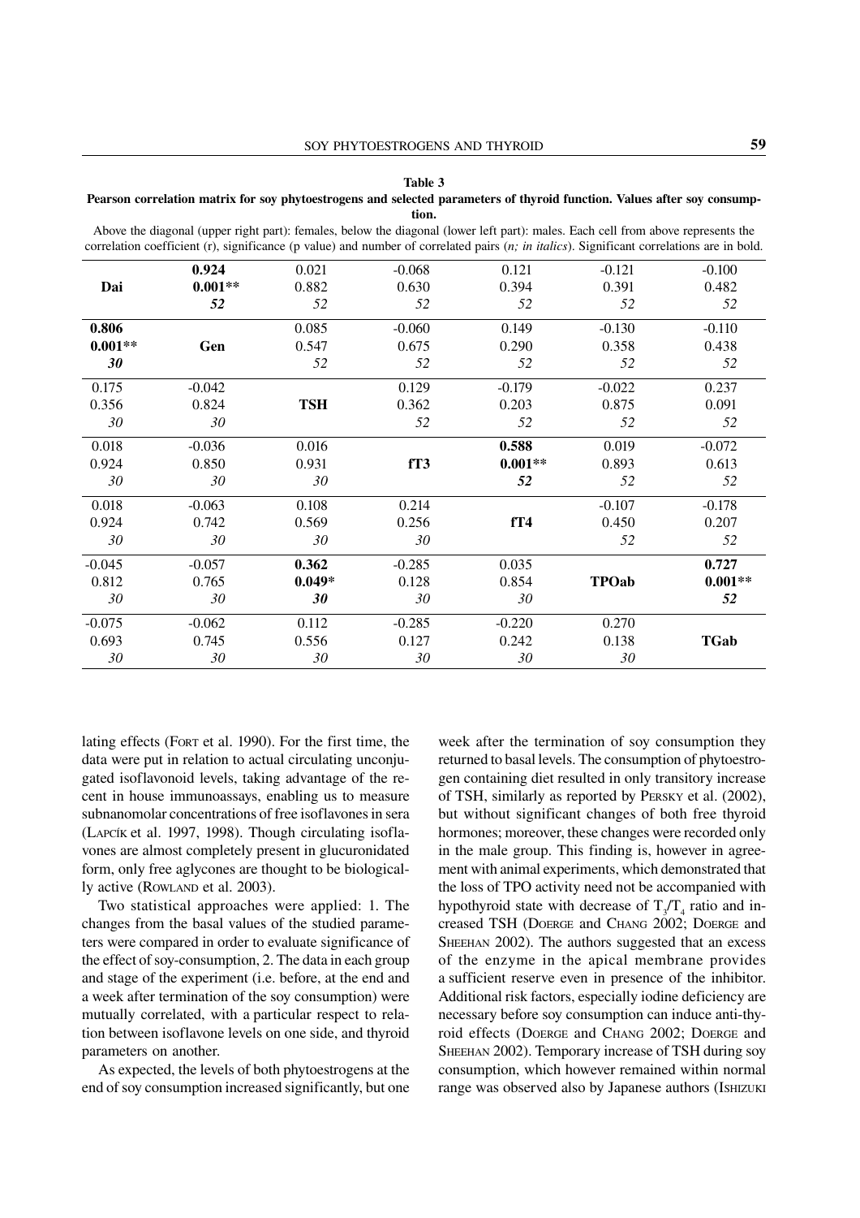**Table 3**

**Pearson correlation matrix for soy phytoestrogens and selected parameters of thyroid function. Values after soy consumption.**

Above the diagonal (upper right part): females, below the diagonal (lower left part): males. Each cell from above represents the correlation coefficient (r), significance (p value) and number of correlated pairs (*n; in italics*). Significant correlations are in bold.

| | | | | | | |
|---|---|---|---|---|---|---|
| **Dai** | **0.924** **0.001**** ***52*** | 0.021 0.882 *52* | -0.068 0.630 *52* | 0.121 0.394 *52* | -0.121 0.391 *52* | -0.100 0.482 *52* |
| **0.806** **0.001**** ***30*** | **Gen** | 0.085 0.547 *52* | -0.060 0.675 *52* | 0.149 0.290 *52* | -0.130 0.358 *52* | -0.110 0.438 *52* |
| 0.175 0.356 *30* | -0.042 0.824 *30* | **TSH** | 0.129 0.362 *52* | -0.179 0.203 *52* | -0.022 0.875 *52* | 0.237 0.091 *52* |
| 0.018 0.924 *30* | -0.036 0.850 *30* | 0.016 0.931 *30* | **fT3** | **0.588** **0.001**** ***52*** | 0.019 0.893 *52* | -0.072 0.613 *52* |
| 0.018 0.924 *30* | -0.063 0.742 *30* | 0.108 0.569 *30* | 0.214 0.256 *30* | **fT4** | -0.107 0.450 *52* | -0.178 0.207 *52* |
| -0.045 0.812 *30* | -0.057 0.765 *30* | **0.362** **0.049*** ***30*** | -0.285 0.128 *30* | 0.035 0.854 *30* | **TPOab** | **0.727** **0.001**** ***52*** |
| -0.075 0.693 *30* | -0.062 0.745 *30* | 0.112 0.556 *30* | -0.285 0.127 *30* | -0.220 0.242 *30* | 0.270 0.138 *30* | **TGab** |

lating effects (Fort et al. 1990). For the first time, the data were put in relation to actual circulating unconjugated isoflavonoid levels, taking advantage of the recent in house immunoassays, enabling us to measure subnanomolar concentrations of free isoflavones in sera (Lapcík et al. 1997, 1998). Though circulating isoflavones are almost completely present in glucuronidated form, only free aglycones are thought to be biologically active (Rowland et al. 2003).

Two statistical approaches were applied: 1. The changes from the basal values of the studied parameters were compared in order to evaluate significance of the effect of soy-consumption, 2. The data in each group and stage of the experiment (i.e. before, at the end and a week after termination of the soy consumption) were mutually correlated, with a particular respect to relation between isoflavone levels on one side, and thyroid parameters on another.

As expected, the levels of both phytoestrogens at the end of soy consumption increased significantly, but one week after the termination of soy consumption they returned to basal levels. The consumption of phytoestrogen containing diet resulted in only transitory increase of TSH, similarly as reported by Persky et al. (2002), but without significant changes of both free thyroid hormones; moreover, these changes were recorded only in the male group. This finding is, however in agreement with animal experiments, which demonstrated that the loss of TPO activity need not be accompanied with hypothyroid state with decrease of $T_3/T_4$ ratio and increased TSH (Doerge and Chang 2002; Doerge and Sheehan 2002). The authors suggested that an excess of the enzyme in the apical membrane provides a sufficient reserve even in presence of the inhibitor. Additional risk factors, especially iodine deficiency are necessary before soy consumption can induce anti-thyroid effects (Doerge and Chang 2002; Doerge and Sheehan 2002). Temporary increase of TSH during soy consumption, which however remained within normal range was observed also by Japanese authors (Ishizuki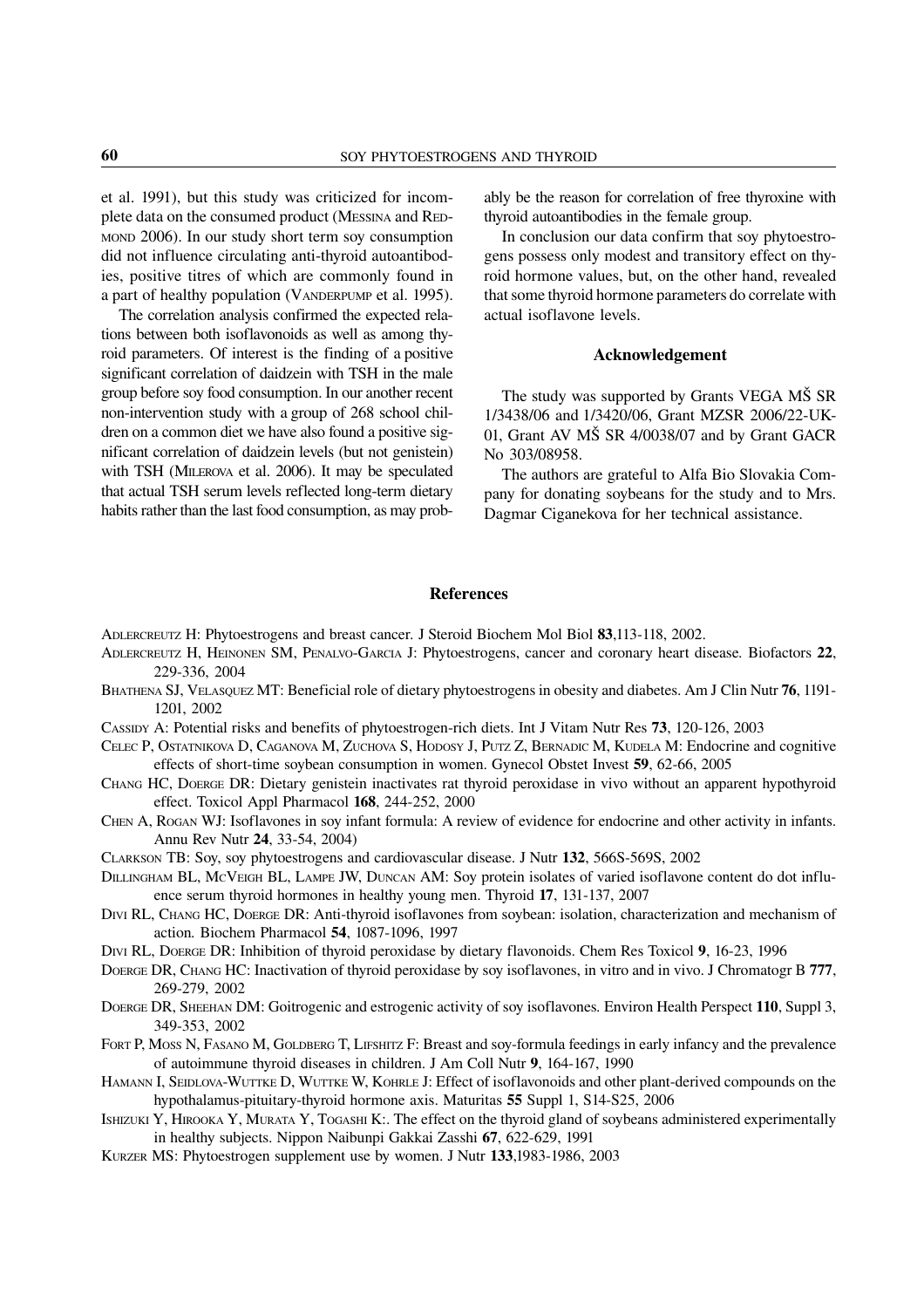et al. 1991), but this study was criticized for incomplete data on the consumed product (MESSINA and REDMOND 2006). In our study short term soy consumption did not influence circulating anti-thyroid autoantibodies, positive titres of which are commonly found in a part of healthy population (VANDERPUMP et al. 1995).

The correlation analysis confirmed the expected relations between both isoflavonoids as well as among thyroid parameters. Of interest is the finding of a positive significant correlation of daidzein with TSH in the male group before soy food consumption. In our another recent non-intervention study with a group of 268 school children on a common diet we have also found a positive significant correlation of daidzein levels (but not genistein) with TSH (MILEROVA et al. 2006). It may be speculated that actual TSH serum levels reflected long-term dietary habits rather than the last food consumption, as may probably be the reason for correlation of free thyroxine with thyroid autoantibodies in the female group.

In conclusion our data confirm that soy phytoestrogens possess only modest and transitory effect on thyroid hormone values, but, on the other hand, revealed that some thyroid hormone parameters do correlate with actual isoflavone levels.

### Acknowledgement

The study was supported by Grants VEGA MŠ SR 1/3438/06 and 1/3420/06, Grant MZSR 2006/22-UK-01, Grant AV MŠ SR 4/0038/07 and by Grant GACR No 303/08958.

The authors are grateful to Alfa Bio Slovakia Company for donating soybeans for the study and to Mrs. Dagmar Ciganekova for her technical assistance.

## References

ADLERCREUTZ H: Phytoestrogens and breast cancer. J Steroid Biochem Mol Biol **83**,113-118, 2002.

ADLERCREUTZ H, HEINONEN SM, PENALVO-GARCIA J: Phytoestrogens, cancer and coronary heart disease. Biofactors **22**, 229-336, 2004

BHATHENA SJ, VELASQUEZ MT: Beneficial role of dietary phytoestrogens in obesity and diabetes. Am J Clin Nutr **76**, 1191-1201, 2002

CASSIDY A: Potential risks and benefits of phytoestrogen-rich diets. Int J Vitam Nutr Res **73**, 120-126, 2003

CELEC P, OSTATNIKOVA D, CAGANOVA M, ZUCHOVA S, HODOSY J, PUTZ Z, BERNADIC M, KUDELA M: Endocrine and cognitive effects of short-time soybean consumption in women. Gynecol Obstet Invest **59**, 62-66, 2005

CHANG HC, DOERGE DR: Dietary genistein inactivates rat thyroid peroxidase in vivo without an apparent hypothyroid effect. Toxicol Appl Pharmacol **168**, 244-252, 2000

CHEN A, ROGAN WJ: Isoflavones in soy infant formula: A review of evidence for endocrine and other activity in infants. Annu Rev Nutr **24**, 33-54, 2004)

CLARKSON TB: Soy, soy phytoestrogens and cardiovascular disease. J Nutr **132**, 566S-569S, 2002

DILLINGHAM BL, MCVEIGH BL, LAMPE JW, DUNCAN AM: Soy protein isolates of varied isoflavone content do dot influence serum thyroid hormones in healthy young men. Thyroid **17**, 131-137, 2007

DIVI RL, CHANG HC, DOERGE DR: Anti-thyroid isoflavones from soybean: isolation, characterization and mechanism of action. Biochem Pharmacol **54**, 1087-1096, 1997

DIVI RL, DOERGE DR: Inhibition of thyroid peroxidase by dietary flavonoids. Chem Res Toxicol **9**, 16-23, 1996

DOERGE DR, CHANG HC: Inactivation of thyroid peroxidase by soy isoflavones, in vitro and in vivo. J Chromatogr B **777**, 269-279, 2002

DOERGE DR, SHEEHAN DM: Goitrogenic and estrogenic activity of soy isoflavones. Environ Health Perspect **110**, Suppl 3, 349-353, 2002

FORT P, MOSS N, FASANO M, GOLDBERG T, LIFSHITZ F: Breast and soy-formula feedings in early infancy and the prevalence of autoimmune thyroid diseases in children. J Am Coll Nutr **9**, 164-167, 1990

HAMANN I, SEIDLOVA-WUTTKE D, WUTTKE W, KOHRLE J: Effect of isoflavonoids and other plant-derived compounds on the hypothalamus-pituitary-thyroid hormone axis. Maturitas **55** Suppl 1, S14-S25, 2006

ISHIZUKI Y, HIROOKA Y, MURATA Y, TOGASHI K:. The effect on the thyroid gland of soybeans administered experimentally in healthy subjects. Nippon Naibunpi Gakkai Zasshi **67**, 622-629, 1991

KURZER MS: Phytoestrogen supplement use by women. J Nutr **133**,1983-1986, 2003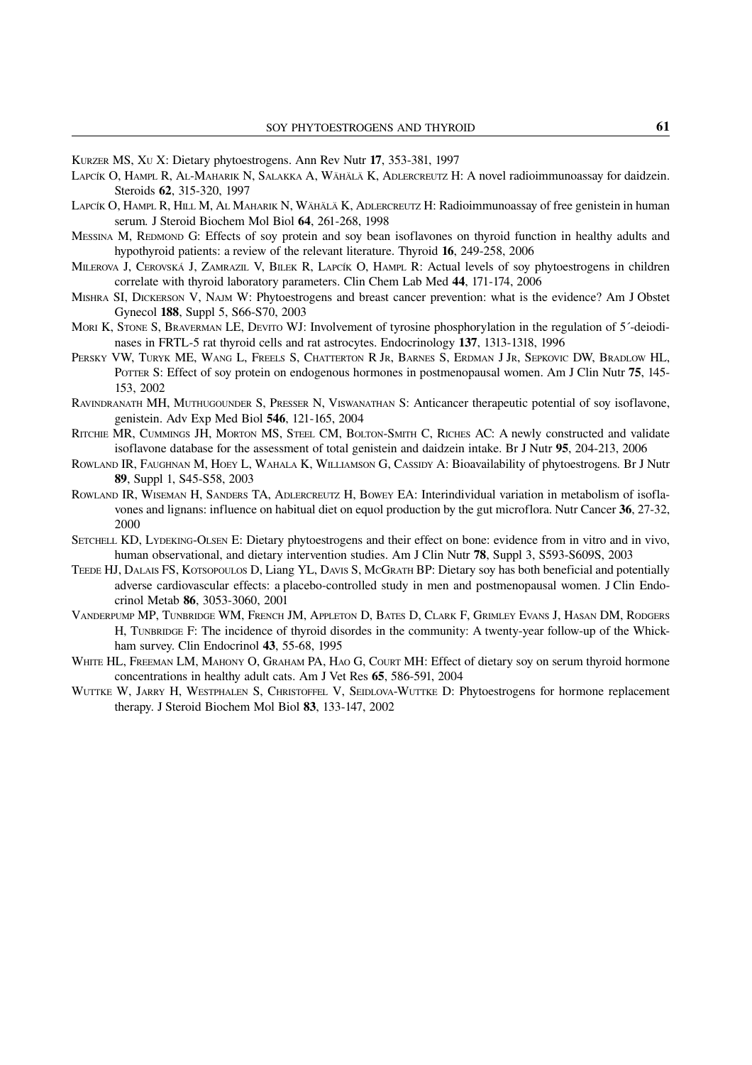KURZER MS, XU X: Dietary phytoestrogens. Ann Rev Nutr **17**, 353-381, 1997

LAPCÍK O, HAMPL R, AL-MAHARIK N, SALAKKA A, WÄHÄLÄ K, ADLERCREUTZ H: A novel radioimmunoassay for daidzein. Steroids **62**, 315-320, 1997

LAPCÍK O, HAMPL R, HILL M, AL MAHARIK N, WÄHÄLÄ K, ADLERCREUTZ H: Radioimmunoassay of free genistein in human serum. J Steroid Biochem Mol Biol **64**, 261-268, 1998

MESSINA M, REDMOND G: Effects of soy protein and soy bean isoflavones on thyroid function in healthy adults and hypothyroid patients: a review of the relevant literature. Thyroid **16**, 249-258, 2006

MILEROVA J, CEROVSKÁ J, ZAMRAZIL V, BILEK R, LAPCÍK O, HAMPL R: Actual levels of soy phytoestrogens in children correlate with thyroid laboratory parameters. Clin Chem Lab Med **44**, 171-174, 2006

MISHRA SI, DICKERSON V, NAJM W: Phytoestrogens and breast cancer prevention: what is the evidence? Am J Obstet Gynecol **188**, Suppl 5, S66-S70, 2003

MORI K, STONE S, BRAVERMAN LE, DEVITO WJ: Involvement of tyrosine phosphorylation in the regulation of 5´-deiodinases in FRTL-5 rat thyroid cells and rat astrocytes. Endocrinology **137**, 1313-1318, 1996

PERSKY VW, TURYK ME, WANG L, FREELS S, CHATTERTON R JR, BARNES S, ERDMAN J JR, SEPKOVIC DW, BRADLOW HL, POTTER S: Effect of soy protein on endogenous hormones in postmenopausal women. Am J Clin Nutr **75**, 145-153, 2002

RAVINDRANATH MH, MUTHUGOUNDER S, PRESSER N, VISWANATHAN S: Anticancer therapeutic potential of soy isoflavone, genistein. Adv Exp Med Biol **546**, 121-165, 2004

RITCHIE MR, CUMMINGS JH, MORTON MS, STEEL CM, BOLTON-SMITH C, RICHES AC: A newly constructed and validate isoflavone database for the assessment of total genistein and daidzein intake. Br J Nutr **95**, 204-213, 2006

ROWLAND IR, FAUGHNAN M, HOEY L, WAHALA K, WILLIAMSON G, CASSIDY A: Bioavailability of phytoestrogens. Br J Nutr **89**, Suppl 1, S45-S58, 2003

ROWLAND IR, WISEMAN H, SANDERS TA, ADLERCREUTZ H, BOWEY EA: Interindividual variation in metabolism of isoflavones and lignans: influence on habitual diet on equol production by the gut microflora. Nutr Cancer **36**, 27-32, 2000

SETCHELL KD, LYDEKING-OLSEN E: Dietary phytoestrogens and their effect on bone: evidence from in vitro and in vivo, human observational, and dietary intervention studies. Am J Clin Nutr **78**, Suppl 3, S593-S609S, 2003

TEEDE HJ, DALAIS FS, KOTSOPOULOS D, Liang YL, DAVIS S, MCGRATH BP: Dietary soy has both beneficial and potentially adverse cardiovascular effects: a placebo-controlled study in men and postmenopausal women. J Clin Endocrinol Metab **86**, 3053-3060, 2001

VANDERPUMP MP, TUNBRIDGE WM, FRENCH JM, APPLETON D, BATES D, CLARK F, GRIMLEY EVANS J, HASAN DM, RODGERS H, TUNBRIDGE F: The incidence of thyroid disordes in the community: A twenty-year follow-up of the Whickham survey. Clin Endocrinol **43**, 55-68, 1995

WHITE HL, FREEMAN LM, MAHONY O, GRAHAM PA, HAO G, COURT MH: Effect of dietary soy on serum thyroid hormone concentrations in healthy adult cats. Am J Vet Res **65**, 586-591, 2004

WUTTKE W, JARRY H, WESTPHALEN S, CHRISTOFFEL V, SEIDLOVA-WUTTKE D: Phytoestrogens for hormone replacement therapy. J Steroid Biochem Mol Biol **83**, 133-147, 2002